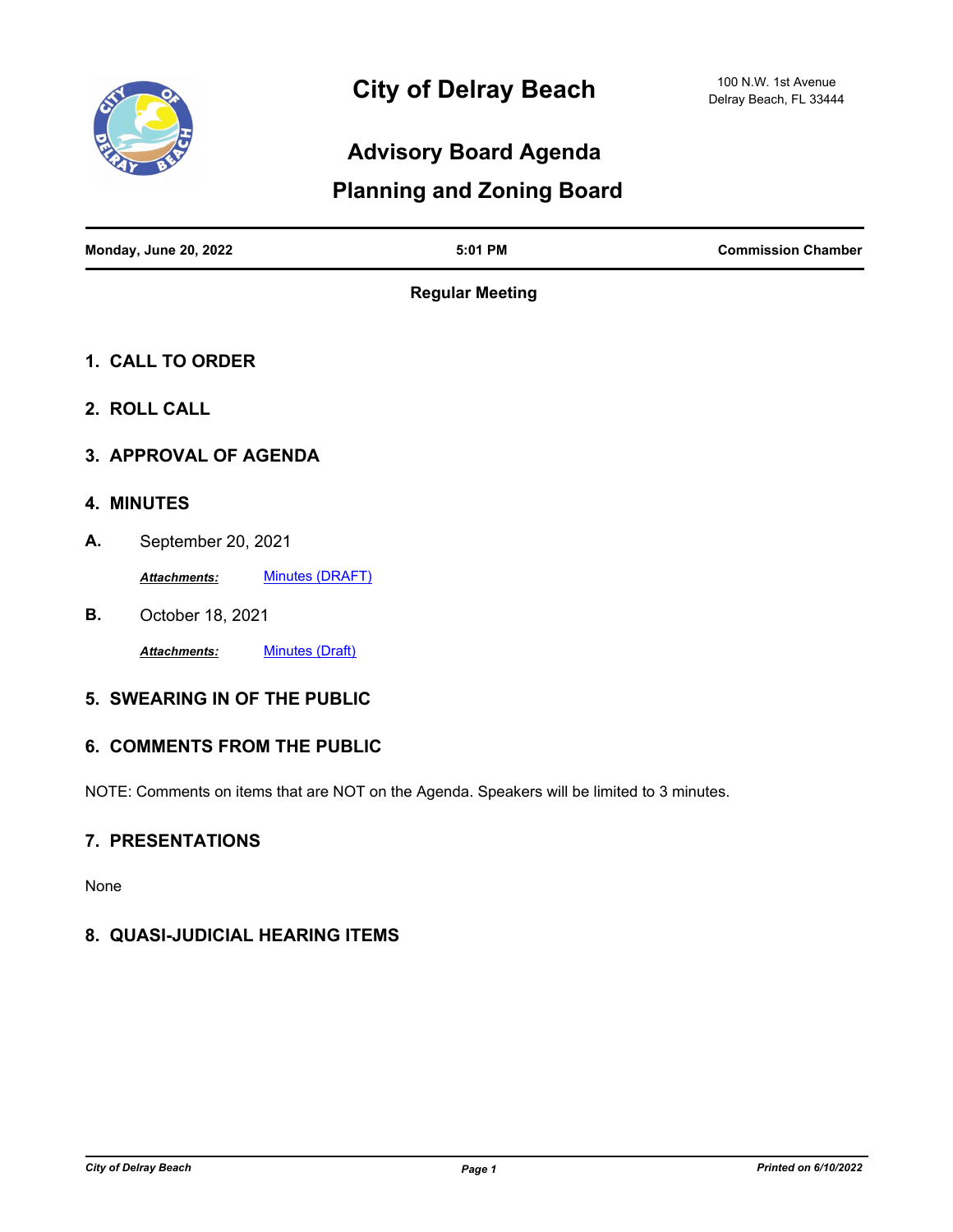# City of Delray Beach

100 N.W. 1st Avenue
Delray Beach, FL 33444

## Advisory Board Agenda

## Planning and Zoning Board

| Monday, June 20, 2022 | 5:01 PM | Commission Chamber |
|---|---|---|

**Regular Meeting**

### 1. CALL TO ORDER

### 2. ROLL CALL

### 3. APPROVAL OF AGENDA

### 4. MINUTES

**A.** September 20, 2021

***Attachments:*** Minutes (DRAFT)

**B.** October 18, 2021

***Attachments:*** Minutes (Draft)

### 5. SWEARING IN OF THE PUBLIC

### 6. COMMENTS FROM THE PUBLIC

NOTE: Comments on items that are NOT on the Agenda. Speakers will be limited to 3 minutes.

### 7. PRESENTATIONS

None

### 8. QUASI-JUDICIAL HEARING ITEMS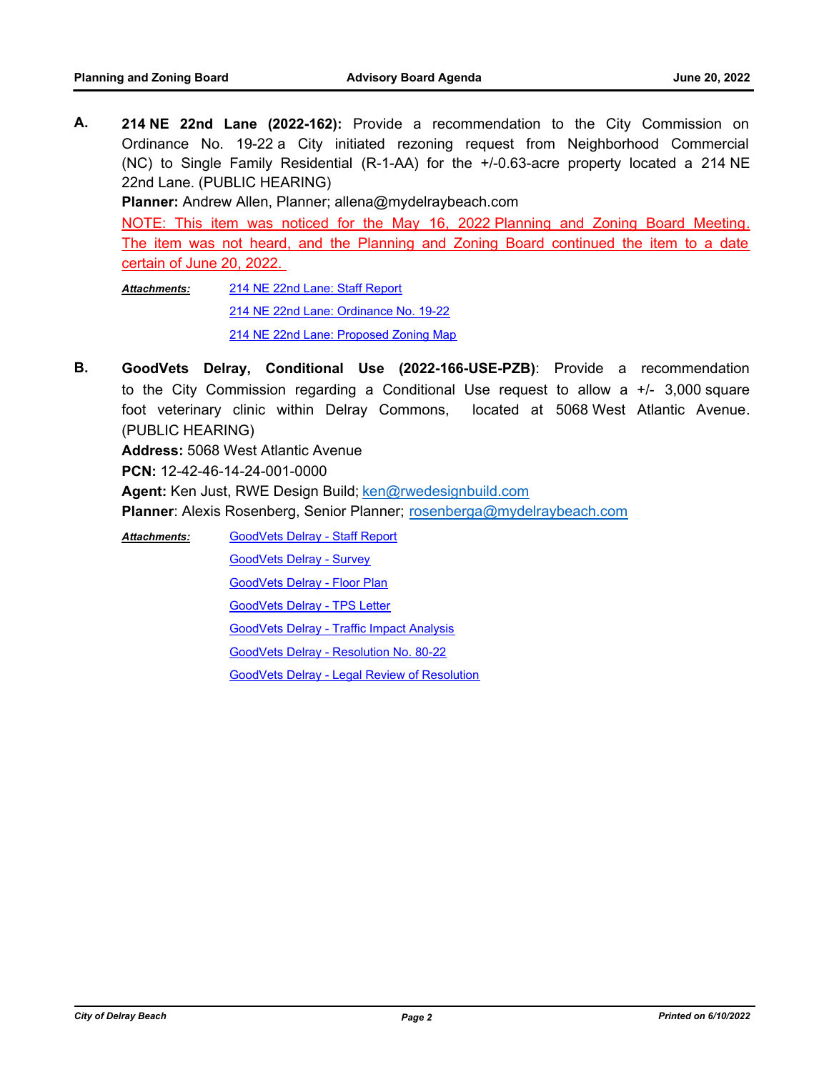**A.** **214 NE 22nd Lane (2022-162):** Provide a recommendation to the City Commission on Ordinance No. 19-22 a City initiated rezoning request from Neighborhood Commercial (NC) to Single Family Residential (R-1-AA) for the +/-0.63-acre property located a 214 NE 22nd Lane. (PUBLIC HEARING)

**Planner:** Andrew Allen, Planner; allena@mydelraybeach.com

NOTE: This item was noticed for the May 16, 2022 Planning and Zoning Board Meeting. The item was not heard, and the Planning and Zoning Board continued the item to a date certain of June 20, 2022.

***Attachments:***
- 214 NE 22nd Lane: Staff Report
- 214 NE 22nd Lane: Ordinance No. 19-22
- 214 NE 22nd Lane: Proposed Zoning Map

**B.** **GoodVets Delray, Conditional Use (2022-166-USE-PZB)**: Provide a recommendation to the City Commission regarding a Conditional Use request to allow a +/- 3,000 square foot veterinary clinic within Delray Commons, located at 5068 West Atlantic Avenue. (PUBLIC HEARING)

**Address:** 5068 West Atlantic Avenue

**PCN:** 12-42-46-14-24-001-0000

**Agent:** Ken Just, RWE Design Build; ken@rwedesignbuild.com

**Planner**: Alexis Rosenberg, Senior Planner; rosenberga@mydelraybeach.com

***Attachments:***
- GoodVets Delray - Staff Report
- GoodVets Delray - Survey
- GoodVets Delray - Floor Plan
- GoodVets Delray - TPS Letter
- GoodVets Delray - Traffic Impact Analysis
- GoodVets Delray - Resolution No. 80-22
- GoodVets Delray - Legal Review of Resolution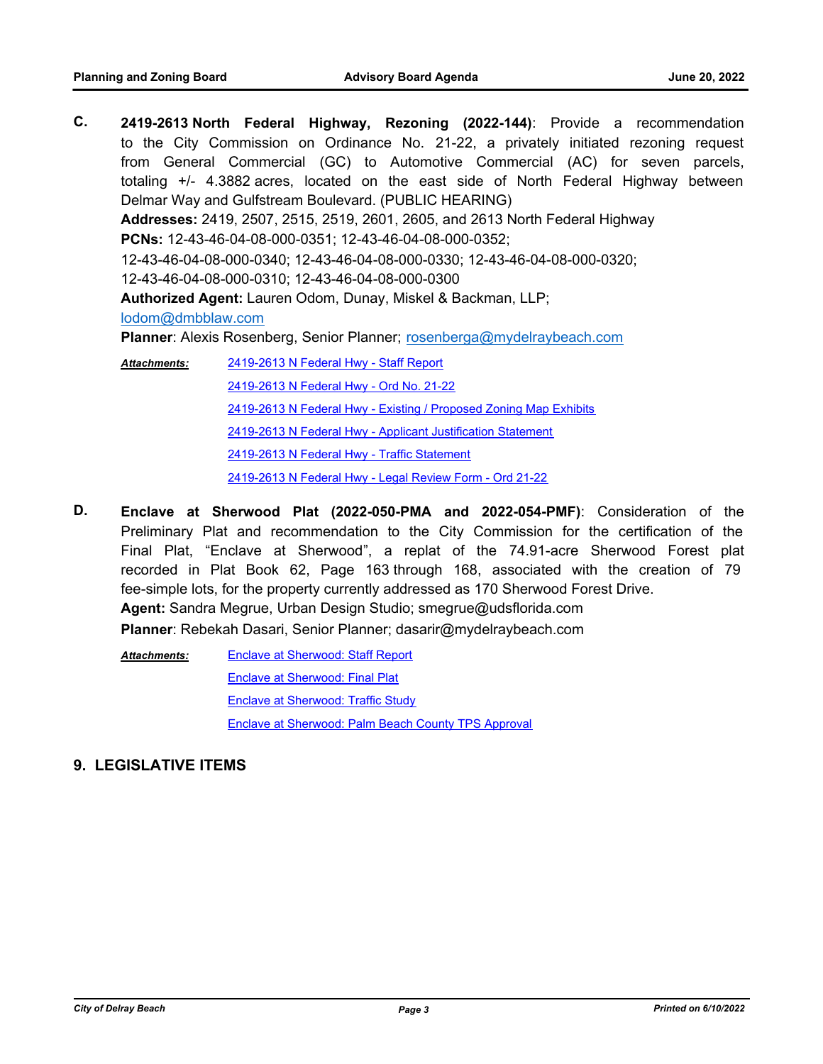**C.** **2419-2613 North Federal Highway, Rezoning (2022-144)**: Provide a recommendation to the City Commission on Ordinance No. 21-22, a privately initiated rezoning request from General Commercial (GC) to Automotive Commercial (AC) for seven parcels, totaling +/- 4.3882 acres, located on the east side of North Federal Highway between Delmar Way and Gulfstream Boulevard. (PUBLIC HEARING)

**Addresses:** 2419, 2507, 2515, 2519, 2601, 2605, and 2613 North Federal Highway

**PCNs:** 12-43-46-04-08-000-0351; 12-43-46-04-08-000-0352; 12-43-46-04-08-000-0340; 12-43-46-04-08-000-0330; 12-43-46-04-08-000-0320; 12-43-46-04-08-000-0310; 12-43-46-04-08-000-0300

**Authorized Agent:** Lauren Odom, Dunay, Miskel & Backman, LLP; lodom@dmbblaw.com

**Planner**: Alexis Rosenberg, Senior Planner; rosenberga@mydelraybeach.com

***Attachments:***
- 2419-2613 N Federal Hwy - Staff Report
- 2419-2613 N Federal Hwy - Ord No. 21-22
- 2419-2613 N Federal Hwy - Existing / Proposed Zoning Map Exhibits
- 2419-2613 N Federal Hwy - Applicant Justification Statement
- 2419-2613 N Federal Hwy - Traffic Statement
- 2419-2613 N Federal Hwy - Legal Review Form - Ord 21-22

**D.** **Enclave at Sherwood Plat (2022-050-PMA and 2022-054-PMF)**: Consideration of the Preliminary Plat and recommendation to the City Commission for the certification of the Final Plat, "Enclave at Sherwood", a replat of the 74.91-acre Sherwood Forest plat recorded in Plat Book 62, Page 163 through 168, associated with the creation of 79 fee-simple lots, for the property currently addressed as 170 Sherwood Forest Drive.

**Agent:** Sandra Megrue, Urban Design Studio; smegrue@udsflorida.com

**Planner**: Rebekah Dasari, Senior Planner; dasarir@mydelraybeach.com

***Attachments:***
- Enclave at Sherwood: Staff Report
- Enclave at Sherwood: Final Plat
- Enclave at Sherwood: Traffic Study
- Enclave at Sherwood: Palm Beach County TPS Approval

## 9. LEGISLATIVE ITEMS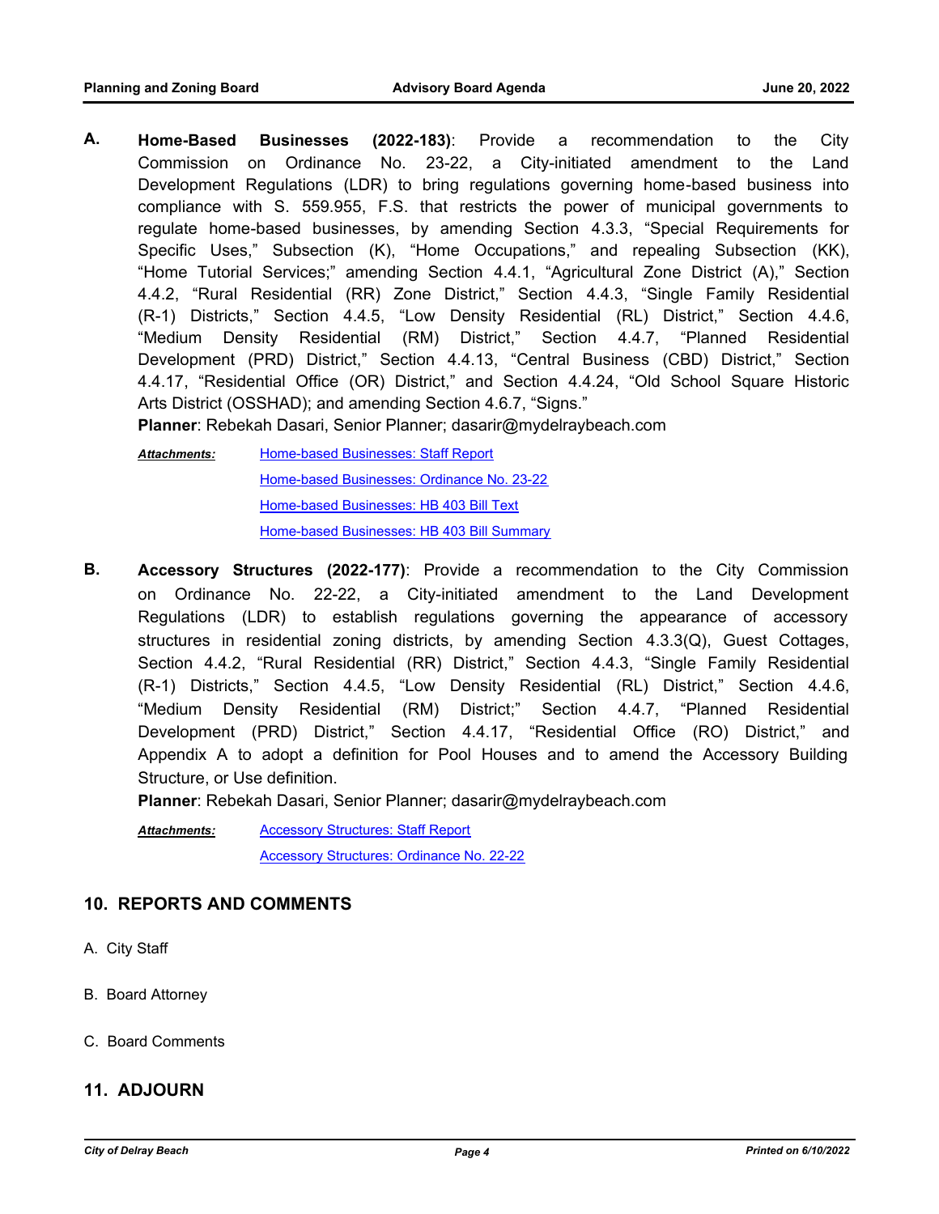**A. Home-Based Businesses (2022-183)**: Provide a recommendation to the City Commission on Ordinance No. 23-22, a City-initiated amendment to the Land Development Regulations (LDR) to bring regulations governing home-based business into compliance with S. 559.955, F.S. that restricts the power of municipal governments to regulate home-based businesses, by amending Section 4.3.3, "Special Requirements for Specific Uses," Subsection (K), "Home Occupations," and repealing Subsection (KK), "Home Tutorial Services;" amending Section 4.4.1, "Agricultural Zone District (A)," Section 4.4.2, "Rural Residential (RR) Zone District," Section 4.4.3, "Single Family Residential (R-1) Districts," Section 4.4.5, "Low Density Residential (RL) District," Section 4.4.6, "Medium Density Residential (RM) District," Section 4.4.7, "Planned Residential Development (PRD) District," Section 4.4.13, "Central Business (CBD) District," Section 4.4.17, "Residential Office (OR) District," and Section 4.4.24, "Old School Square Historic Arts District (OSSHAD); and amending Section 4.6.7, "Signs."

**Planner**: Rebekah Dasari, Senior Planner; dasarir@mydelraybeach.com

***Attachments:***
- Home-based Businesses: Staff Report
- Home-based Businesses: Ordinance No. 23-22
- Home-based Businesses: HB 403 Bill Text
- Home-based Businesses: HB 403 Bill Summary

**B. Accessory Structures (2022-177)**: Provide a recommendation to the City Commission on Ordinance No. 22-22, a City-initiated amendment to the Land Development Regulations (LDR) to establish regulations governing the appearance of accessory structures in residential zoning districts, by amending Section 4.3.3(Q), Guest Cottages, Section 4.4.2, "Rural Residential (RR) District," Section 4.4.3, "Single Family Residential (R-1) Districts," Section 4.4.5, "Low Density Residential (RL) District," Section 4.4.6, "Medium Density Residential (RM) District;" Section 4.4.7, "Planned Residential Development (PRD) District," Section 4.4.17, "Residential Office (RO) District," and Appendix A to adopt a definition for Pool Houses and to amend the Accessory Building Structure, or Use definition.

**Planner**: Rebekah Dasari, Senior Planner; dasarir@mydelraybeach.com

***Attachments:***
- Accessory Structures: Staff Report
- Accessory Structures: Ordinance No. 22-22

## 10. REPORTS AND COMMENTS

A. City Staff

B. Board Attorney

C. Board Comments

## 11. ADJOURN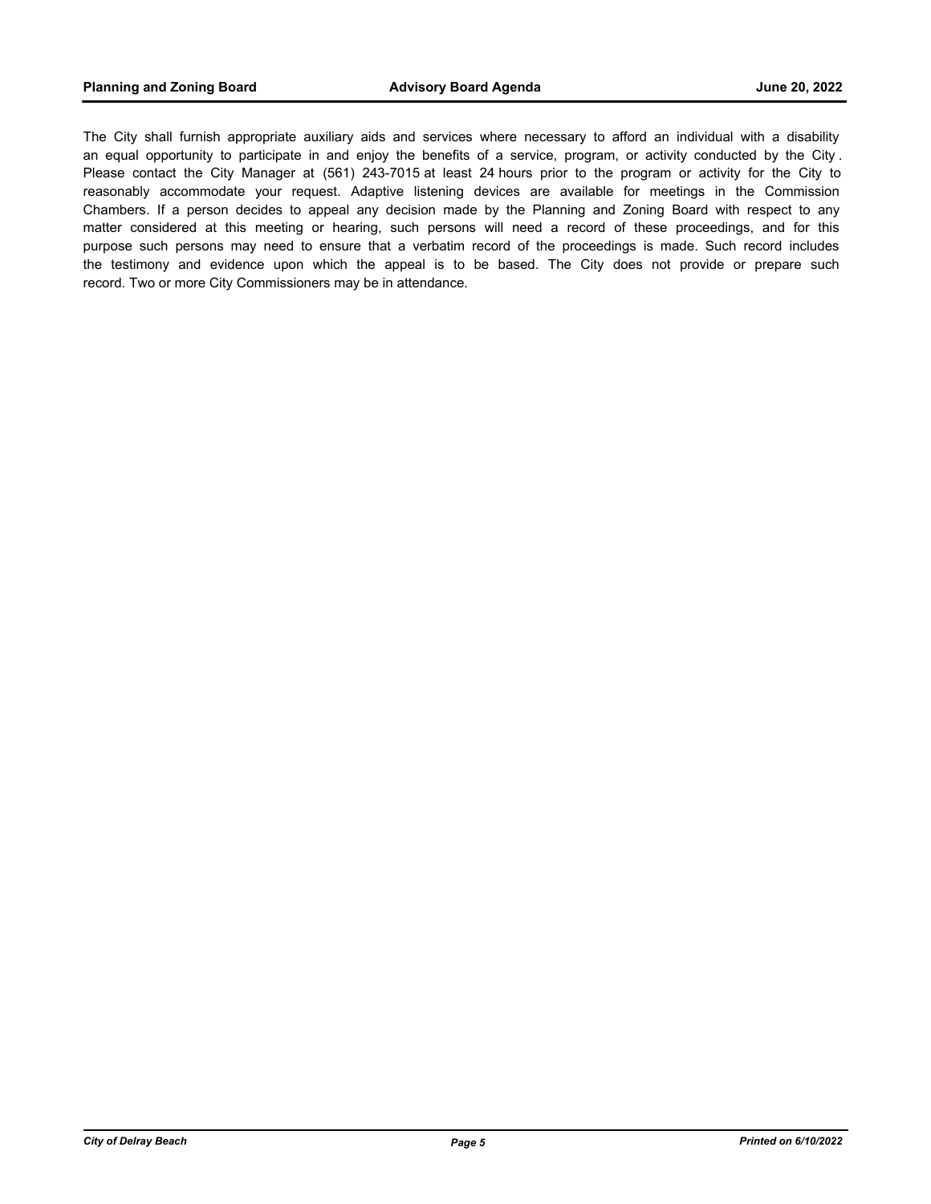The City shall furnish appropriate auxiliary aids and services where necessary to afford an individual with a disability an equal opportunity to participate in and enjoy the benefits of a service, program, or activity conducted by the City. Please contact the City Manager at (561) 243-7015 at least 24 hours prior to the program or activity for the City to reasonably accommodate your request. Adaptive listening devices are available for meetings in the Commission Chambers. If a person decides to appeal any decision made by the Planning and Zoning Board with respect to any matter considered at this meeting or hearing, such persons will need a record of these proceedings, and for this purpose such persons may need to ensure that a verbatim record of the proceedings is made. Such record includes the testimony and evidence upon which the appeal is to be based. The City does not provide or prepare such record. Two or more City Commissioners may be in attendance.